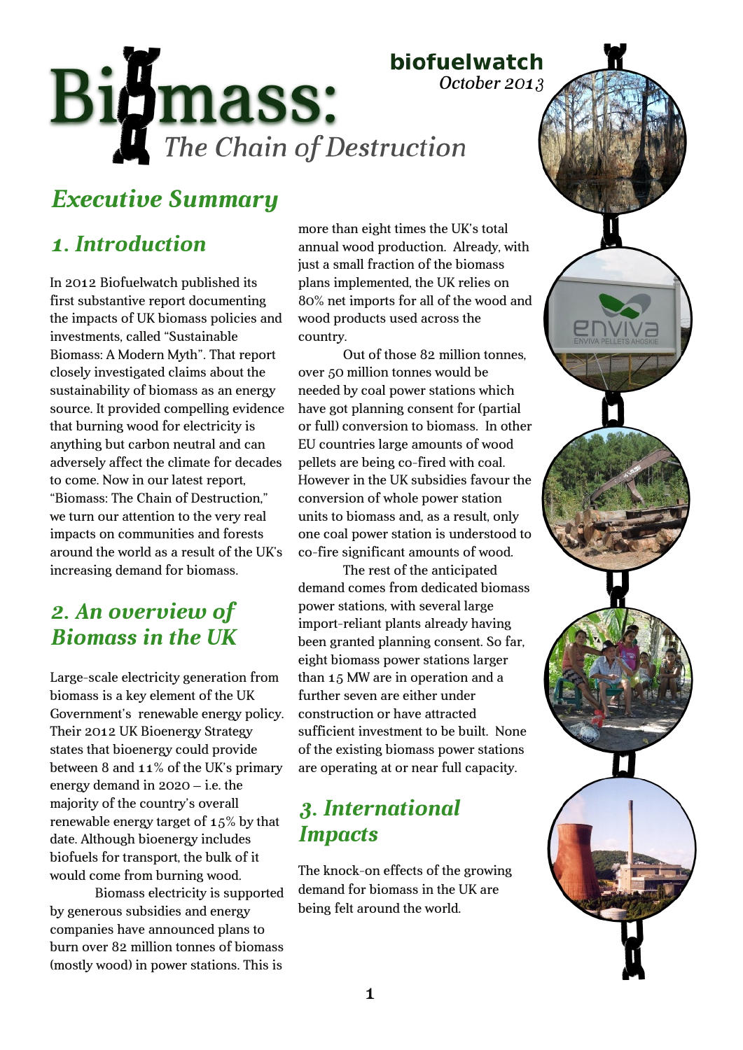# Biomass: *The Chain of Destruction*

**biofuelwatch**
*October 2013*

## *Executive Summary*

### *1. Introduction*

In 2012 Biofuelwatch published its first substantive report documenting the impacts of UK biomass policies and investments, called "Sustainable Biomass: A Modern Myth". That report closely investigated claims about the sustainability of biomass as an energy source. It provided compelling evidence that burning wood for electricity is anything but carbon neutral and can adversely affect the climate for decades to come. Now in our latest report, "Biomass: The Chain of Destruction," we turn our attention to the very real impacts on communities and forests around the world as a result of the UK's increasing demand for biomass.

### *2. An overview of Biomass in the UK*

Large-scale electricity generation from biomass is a key element of the UK Government's renewable energy policy. Their 2012 UK Bioenergy Strategy states that bioenergy could provide between 8 and 11% of the UK's primary energy demand in 2020 – i.e. the majority of the country's overall renewable energy target of 15% by that date. Although bioenergy includes biofuels for transport, the bulk of it would come from burning wood.

Biomass electricity is supported by generous subsidies and energy companies have announced plans to burn over 82 million tonnes of biomass (mostly wood) in power stations. This is more than eight times the UK's total annual wood production. Already, with just a small fraction of the biomass plans implemented, the UK relies on 80% net imports for all of the wood and wood products used across the country.

Out of those 82 million tonnes, over 50 million tonnes would be needed by coal power stations which have got planning consent for (partial or full) conversion to biomass. In other EU countries large amounts of wood pellets are being co-fired with coal. However in the UK subsidies favour the conversion of whole power station units to biomass and, as a result, only one coal power station is understood to co-fire significant amounts of wood.

The rest of the anticipated demand comes from dedicated biomass power stations, with several large import-reliant plants already having been granted planning consent. So far, eight biomass power stations larger than 15 MW are in operation and a further seven are either under construction or have attracted sufficient investment to be built. None of the existing biomass power stations are operating at or near full capacity.

### *3. International Impacts*

The knock-on effects of the growing demand for biomass in the UK are being felt around the world.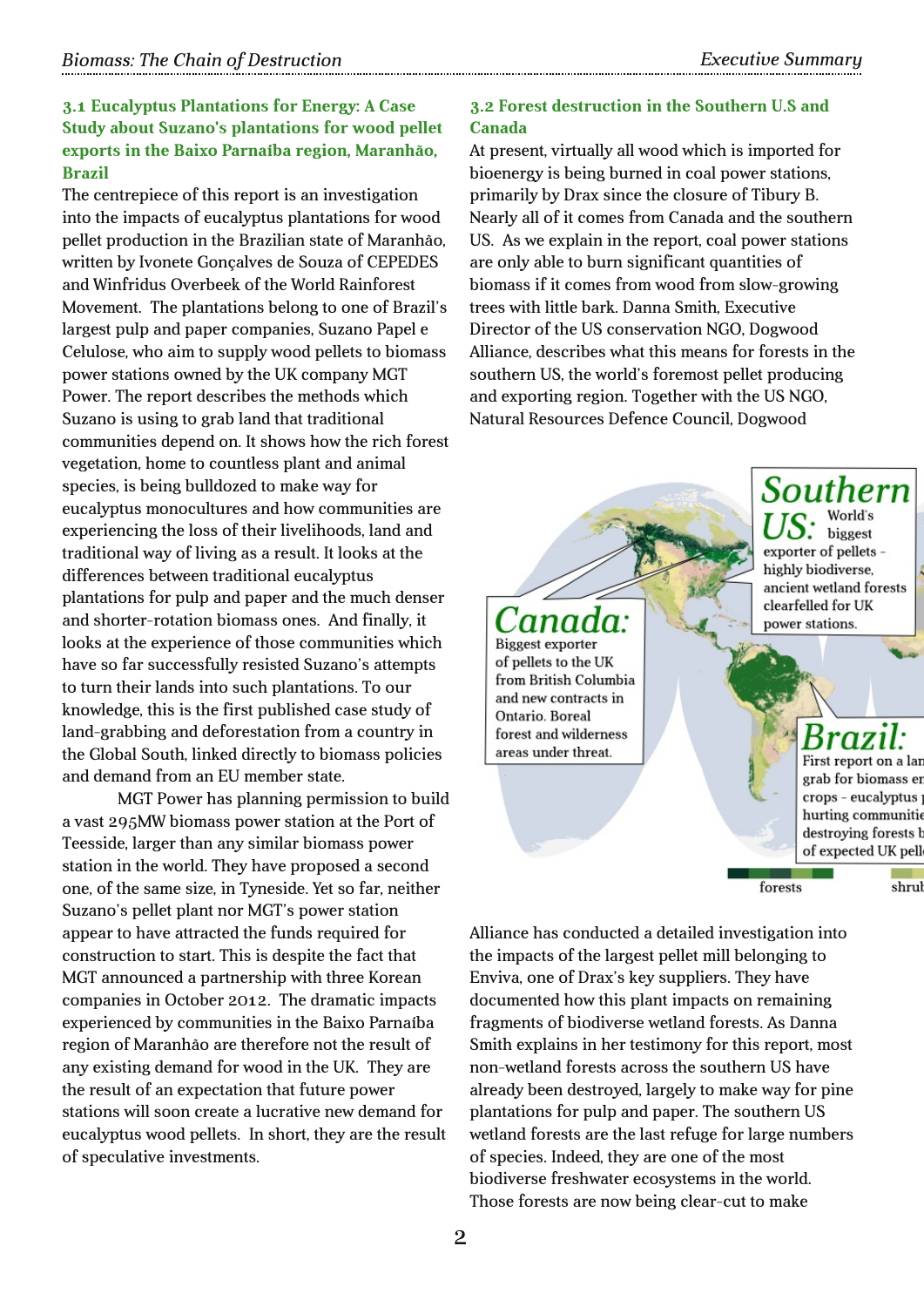### 3.1 Eucalyptus Plantations for Energy: A Case Study about Suzano's plantations for wood pellet exports in the Baixo Parnaíba region, Maranhão, Brazil

The centrepiece of this report is an investigation into the impacts of eucalyptus plantations for wood pellet production in the Brazilian state of Maranhão, written by Ivonete Gonçalves de Souza of CEPEDES and Winfridus Overbeek of the World Rainforest Movement. The plantations belong to one of Brazil's largest pulp and paper companies, Suzano Papel e Celulose, who aim to supply wood pellets to biomass power stations owned by the UK company MGT Power. The report describes the methods which Suzano is using to grab land that traditional communities depend on. It shows how the rich forest vegetation, home to countless plant and animal species, is being bulldozed to make way for eucalyptus monocultures and how communities are experiencing the loss of their livelihoods, land and traditional way of living as a result. It looks at the differences between traditional eucalyptus plantations for pulp and paper and the much denser and shorter-rotation biomass ones. And finally, it looks at the experience of those communities which have so far successfully resisted Suzano's attempts to turn their lands into such plantations. To our knowledge, this is the first published case study of land-grabbing and deforestation from a country in the Global South, linked directly to biomass policies and demand from an EU member state.

MGT Power has planning permission to build a vast 295MW biomass power station at the Port of Teesside, larger than any similar biomass power station in the world. They have proposed a second one, of the same size, in Tyneside. Yet so far, neither Suzano's pellet plant nor MGT's power station appear to have attracted the funds required for construction to start. This is despite the fact that MGT announced a partnership with three Korean companies in October 2012. The dramatic impacts experienced by communities in the Baixo Parnaíba region of Maranhão are therefore not the result of any existing demand for wood in the UK. They are the result of an expectation that future power stations will soon create a lucrative new demand for eucalyptus wood pellets. In short, they are the result of speculative investments.

### 3.2 Forest destruction in the Southern U.S and Canada

At present, virtually all wood which is imported for bioenergy is being burned in coal power stations, primarily by Drax since the closure of Tibury B. Nearly all of it comes from Canada and the southern US. As we explain in the report, coal power stations are only able to burn significant quantities of biomass if it comes from wood from slow-growing trees with little bark. Danna Smith, Executive Director of the US conservation NGO, Dogwood Alliance, describes what this means for forests in the southern US, the world's foremost pellet producing and exporting region. Together with the US NGO, Natural Resources Defence Council, Dogwood Alliance has conducted a detailed investigation into the impacts of the largest pellet mill belonging to Enviva, one of Drax's key suppliers. They have documented how this plant impacts on remaining fragments of biodiverse wetland forests. As Danna Smith explains in her testimony for this report, most non-wetland forests across the southern US have already been destroyed, largely to make way for pine plantations for pulp and paper. The southern US wetland forests are the last refuge for large numbers of species. Indeed, they are one of the most biodiverse freshwater ecosystems in the world. Those forests are now being clear-cut to make

**Southern US:** World's biggest exporter of pellets - highly biodiverse, ancient wetland forests clearfelled for UK power stations.

**Canada:** Biggest exporter of pellets to the UK from British Columbia and new contracts in Ontario. Boreal forest and wilderness areas under threat.

**Brazil:** First report on a lan grab for biomass en crops - eucalyptus p hurting communitie destroying forests b of expected UK pell

forests shrul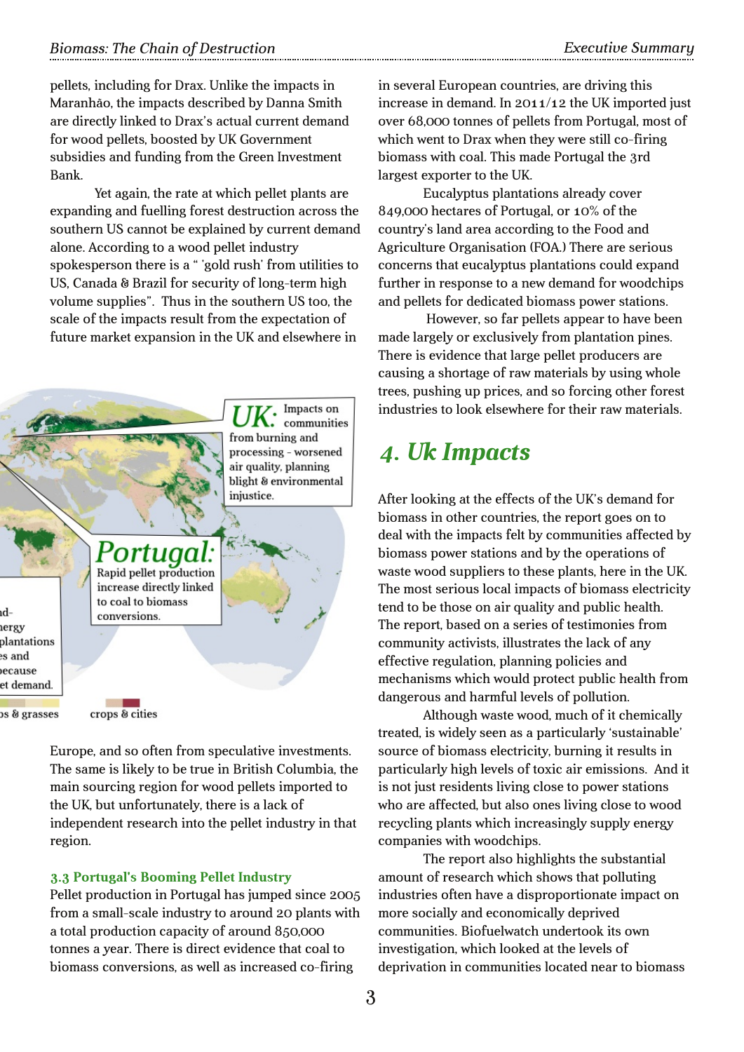pellets, including for Drax. Unlike the impacts in Maranhão, the impacts described by Danna Smith are directly linked to Drax's actual current demand for wood pellets, boosted by UK Government subsidies and funding from the Green Investment Bank.

Yet again, the rate at which pellet plants are expanding and fuelling forest destruction across the southern US cannot be explained by current demand alone. According to a wood pellet industry spokesperson there is a " 'gold rush' from utilities to US, Canada & Brazil for security of long-term high volume supplies". Thus in the southern US too, the scale of the impacts result from the expectation of future market expansion in the UK and elsewhere in Europe, and so often from speculative investments. The same is likely to be true in British Columbia, the main sourcing region for wood pellets imported to the UK, but unfortunately, there is a lack of independent research into the pellet industry in that region.

**UK:** Impacts on communities from burning and processing - worsened air quality, planning blight & environmental injustice.

**Portugal:** Rapid pellet production increase directly linked to coal to biomass conversions.

### 3.3 Portugal's Booming Pellet Industry

Pellet production in Portugal has jumped since 2005 from a small-scale industry to around 20 plants with a total production capacity of around 850,000 tonnes a year. There is direct evidence that coal to biomass conversions, as well as increased co-firing in several European countries, are driving this increase in demand. In 2011/12 the UK imported just over 68,000 tonnes of pellets from Portugal, most of which went to Drax when they were still co-firing biomass with coal. This made Portugal the 3rd largest exporter to the UK.

Eucalyptus plantations already cover 849,000 hectares of Portugal, or 10% of the country's land area according to the Food and Agriculture Organisation (FOA.) There are serious concerns that eucalyptus plantations could expand further in response to a new demand for woodchips and pellets for dedicated biomass power stations.

However, so far pellets appear to have been made largely or exclusively from plantation pines. There is evidence that large pellet producers are causing a shortage of raw materials by using whole trees, pushing up prices, and so forcing other forest industries to look elsewhere for their raw materials.

## 4. Uk Impacts

After looking at the effects of the UK's demand for biomass in other countries, the report goes on to deal with the impacts felt by communities affected by biomass power stations and by the operations of waste wood suppliers to these plants, here in the UK. The most serious local impacts of biomass electricity tend to be those on air quality and public health. The report, based on a series of testimonies from community activists, illustrates the lack of any effective regulation, planning policies and mechanisms which would protect public health from dangerous and harmful levels of pollution.

Although waste wood, much of it chemically treated, is widely seen as a particularly 'sustainable' source of biomass electricity, burning it results in particularly high levels of toxic air emissions. And it is not just residents living close to power stations who are affected, but also ones living close to wood recycling plants which increasingly supply energy companies with woodchips.

The report also highlights the substantial amount of research which shows that polluting industries often have a disproportionate impact on more socially and economically deprived communities. Biofuelwatch undertook its own investigation, which looked at the levels of deprivation in communities located near to biomass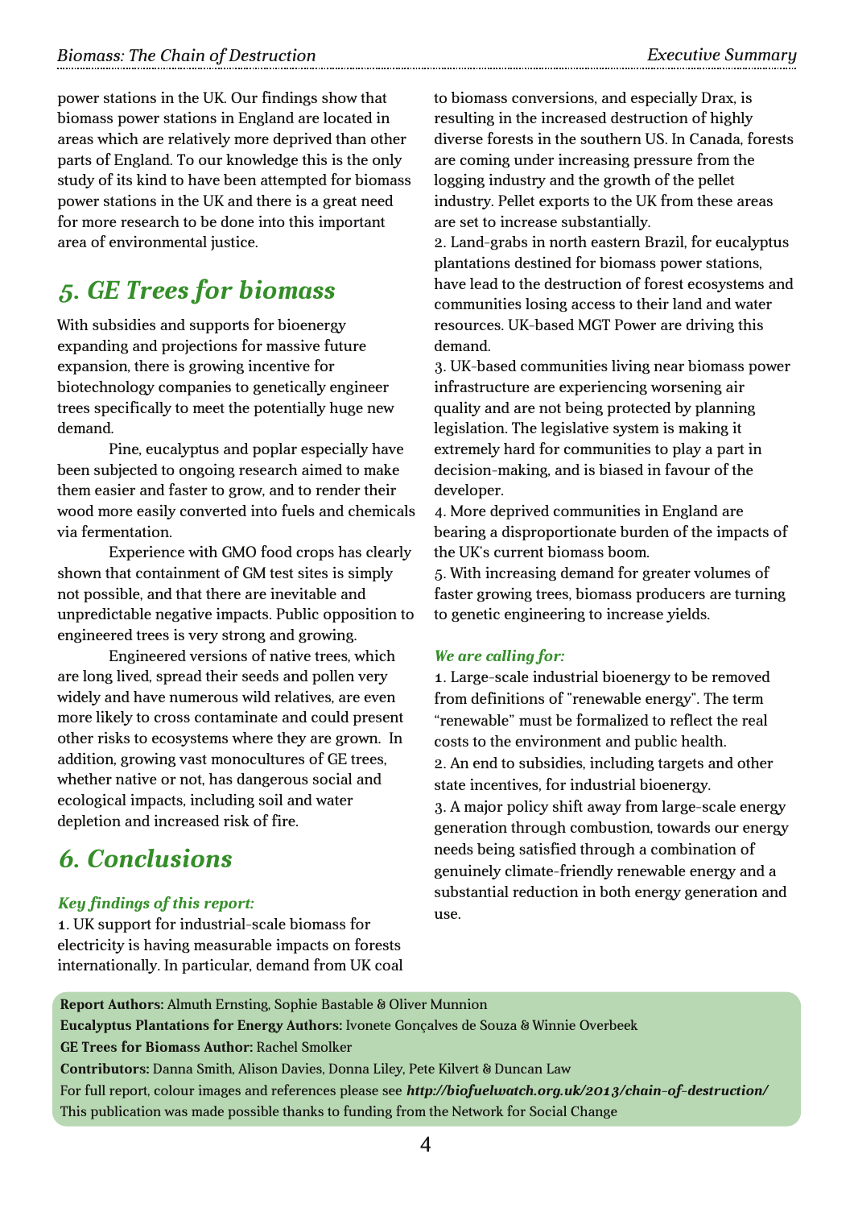power stations in the UK. Our findings show that biomass power stations in England are located in areas which are relatively more deprived than other parts of England. To our knowledge this is the only study of its kind to have been attempted for biomass power stations in the UK and there is a great need for more research to be done into this important area of environmental justice.

## *5. GE Trees for biomass*

With subsidies and supports for bioenergy expanding and projections for massive future expansion, there is growing incentive for biotechnology companies to genetically engineer trees specifically to meet the potentially huge new demand.

Pine, eucalyptus and poplar especially have been subjected to ongoing research aimed to make them easier and faster to grow, and to render their wood more easily converted into fuels and chemicals via fermentation.

Experience with GMO food crops has clearly shown that containment of GM test sites is simply not possible, and that there are inevitable and unpredictable negative impacts. Public opposition to engineered trees is very strong and growing.

Engineered versions of native trees, which are long lived, spread their seeds and pollen very widely and have numerous wild relatives, are even more likely to cross contaminate and could present other risks to ecosystems where they are grown. In addition, growing vast monocultures of GE trees, whether native or not, has dangerous social and ecological impacts, including soil and water depletion and increased risk of fire.

## *6. Conclusions*

***Key findings of this report:***

1. UK support for industrial-scale biomass for electricity is having measurable impacts on forests internationally. In particular, demand from UK coal to biomass conversions, and especially Drax, is resulting in the increased destruction of highly diverse forests in the southern US. In Canada, forests are coming under increasing pressure from the logging industry and the growth of the pellet industry. Pellet exports to the UK from these areas are set to increase substantially.
2. Land-grabs in north eastern Brazil, for eucalyptus plantations destined for biomass power stations, have lead to the destruction of forest ecosystems and communities losing access to their land and water resources. UK-based MGT Power are driving this demand.
3. UK-based communities living near biomass power infrastructure are experiencing worsening air quality and are not being protected by planning legislation. The legislative system is making it extremely hard for communities to play a part in decision-making, and is biased in favour of the developer.
4. More deprived communities in England are bearing a disproportionate burden of the impacts of the UK's current biomass boom.
5. With increasing demand for greater volumes of faster growing trees, biomass producers are turning to genetic engineering to increase yields.

***We are calling for:***

1. Large-scale industrial bioenergy to be removed from definitions of "renewable energy". The term "renewable" must be formalized to reflect the real costs to the environment and public health.
2. An end to subsidies, including targets and other state incentives, for industrial bioenergy.
3. A major policy shift away from large-scale energy generation through combustion, towards our energy needs being satisfied through a combination of genuinely climate-friendly renewable energy and a substantial reduction in both energy generation and use.

**Report Authors:** Almuth Ernsting, Sophie Bastable & Oliver Munnion
**Eucalyptus Plantations for Energy Authors:** Ivonete Gonçalves de Souza & Winnie Overbeek
**GE Trees for Biomass Author:** Rachel Smolker
**Contributors:** Danna Smith, Alison Davies, Donna Liley, Pete Kilvert & Duncan Law
For full report, colour images and references please see ***http://biofuelwatch.org.uk/2013/chain-of-destruction/***
This publication was made possible thanks to funding from the Network for Social Change